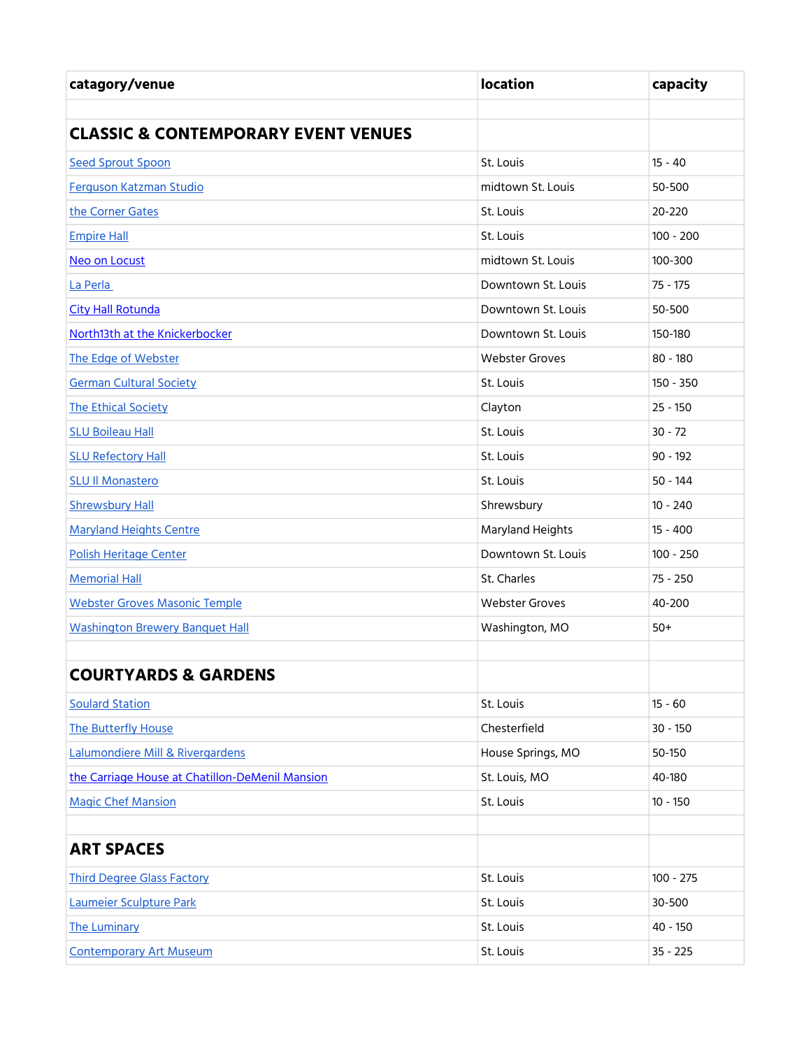| catagory/venue | location | capacity |
|---|---|---|
| | | |
| **CLASSIC & CONTEMPORARY EVENT VENUES** | | |
| Seed Sprout Spoon | St. Louis | 15 - 40 |
| Ferguson Katzman Studio | midtown St. Louis | 50-500 |
| the Corner Gates | St. Louis | 20-220 |
| Empire Hall | St. Louis | 100 - 200 |
| Neo on Locust | midtown St. Louis | 100-300 |
| La Perla | Downtown St. Louis | 75 - 175 |
| City Hall Rotunda | Downtown St. Louis | 50-500 |
| North13th at the Knickerbocker | Downtown St. Louis | 150-180 |
| The Edge of Webster | Webster Groves | 80 - 180 |
| German Cultural Society | St. Louis | 150 - 350 |
| The Ethical Society | Clayton | 25 - 150 |
| SLU Boileau Hall | St. Louis | 30 - 72 |
| SLU Refectory Hall | St. Louis | 90 - 192 |
| SLU Il Monastero | St. Louis | 50 - 144 |
| Shrewsbury Hall | Shrewsbury | 10 - 240 |
| Maryland Heights Centre | Maryland Heights | 15 - 400 |
| Polish Heritage Center | Downtown St. Louis | 100 - 250 |
| Memorial Hall | St. Charles | 75 - 250 |
| Webster Groves Masonic Temple | Webster Groves | 40-200 |
| Washington Brewery Banquet Hall | Washington, MO | 50+ |
| | | |
| **COURTYARDS & GARDENS** | | |
| Soulard Station | St. Louis | 15 - 60 |
| The Butterfly House | Chesterfield | 30 - 150 |
| Lalumondiere Mill & Rivergardens | House Springs, MO | 50-150 |
| the Carriage House at Chatillon-DeMenil Mansion | St. Louis, MO | 40-180 |
| Magic Chef Mansion | St. Louis | 10 - 150 |
| | | |
| **ART SPACES** | | |
| Third Degree Glass Factory | St. Louis | 100 - 275 |
| Laumeier Sculpture Park | St. Louis | 30-500 |
| The Luminary | St. Louis | 40 - 150 |
| Contemporary Art Museum | St. Louis | 35 - 225 |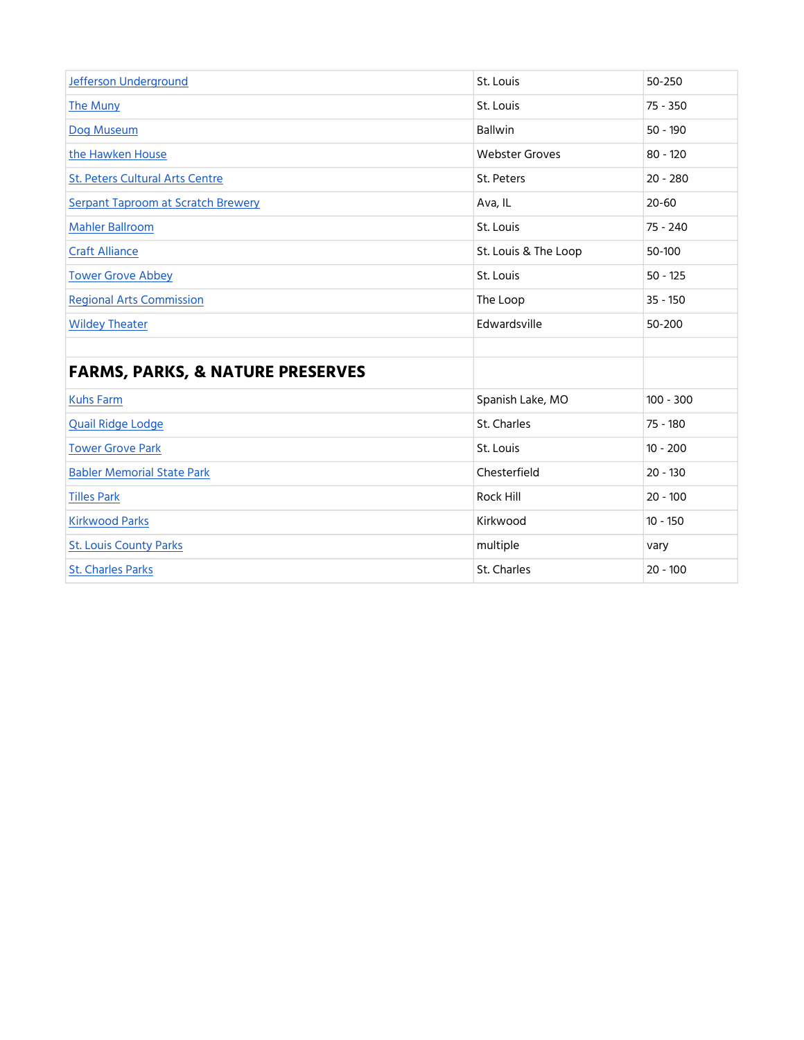| | | |
|---|---|---|
| Jefferson Underground | St. Louis | 50-250 |
| The Muny | St. Louis | 75 - 350 |
| Dog Museum | Ballwin | 50 - 190 |
| the Hawken House | Webster Groves | 80 - 120 |
| St. Peters Cultural Arts Centre | St. Peters | 20 - 280 |
| Serpant Taproom at Scratch Brewery | Ava, IL | 20-60 |
| Mahler Ballroom | St. Louis | 75 - 240 |
| Craft Alliance | St. Louis & The Loop | 50-100 |
| Tower Grove Abbey | St. Louis | 50 - 125 |
| Regional Arts Commission | The Loop | 35 - 150 |
| Wildey Theater | Edwardsville | 50-200 |
| | | |
| **FARMS, PARKS, & NATURE PRESERVES** | | |
| Kuhs Farm | Spanish Lake, MO | 100 - 300 |
| Quail Ridge Lodge | St. Charles | 75 - 180 |
| Tower Grove Park | St. Louis | 10 - 200 |
| Babler Memorial State Park | Chesterfield | 20 - 130 |
| Tilles Park | Rock Hill | 20 - 100 |
| Kirkwood Parks | Kirkwood | 10 - 150 |
| St. Louis County Parks | multiple | vary |
| St. Charles Parks | St. Charles | 20 - 100 |